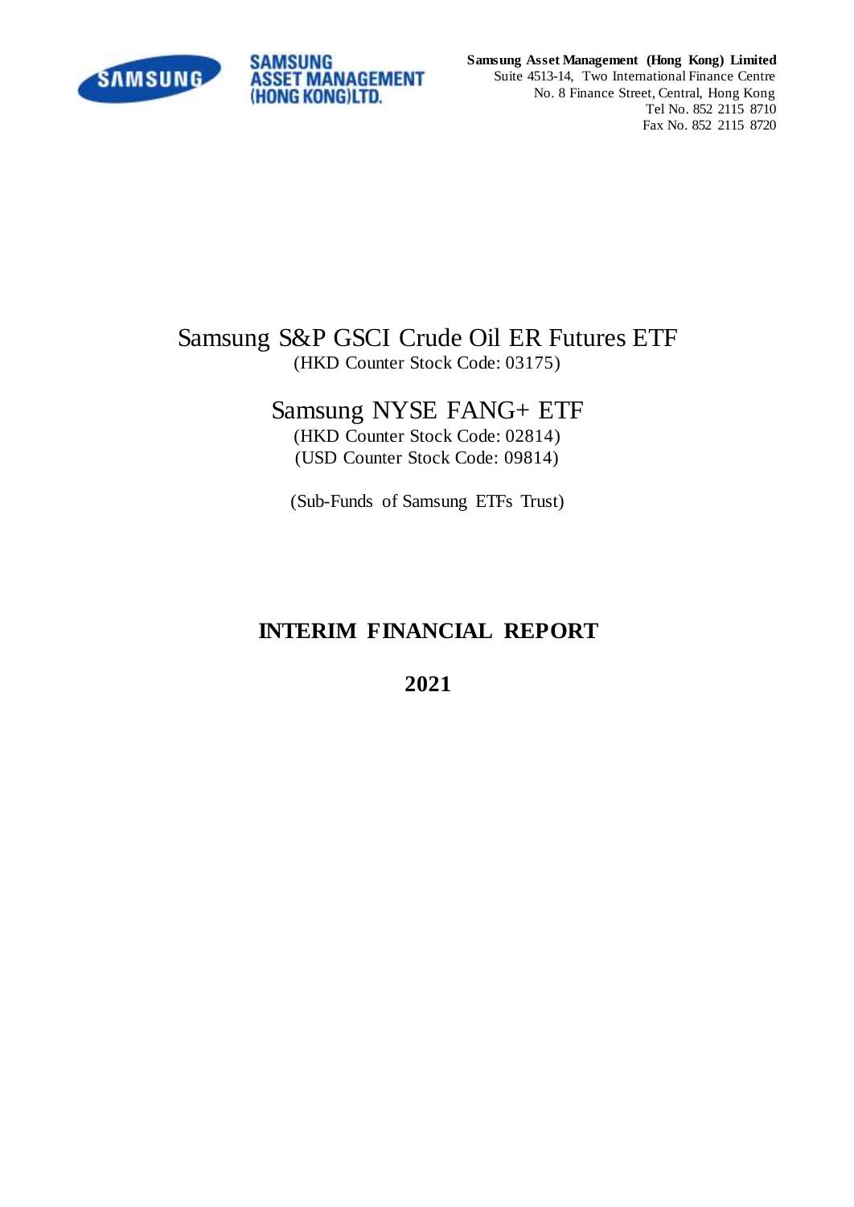**Samsung Asset Management (Hong Kong) Limited**
Suite 4513-14, Two International Finance Centre
No. 8 Finance Street, Central, Hong Kong
Tel No. 852 2115 8710
Fax No. 852 2115 8720

# Samsung S&P GSCI Crude Oil ER Futures ETF

(HKD Counter Stock Code: 03175)

# Samsung NYSE FANG+ ETF

(HKD Counter Stock Code: 02814)
(USD Counter Stock Code: 09814)

(Sub-Funds of Samsung ETFs Trust)

# INTERIM FINANCIAL REPORT

# 2021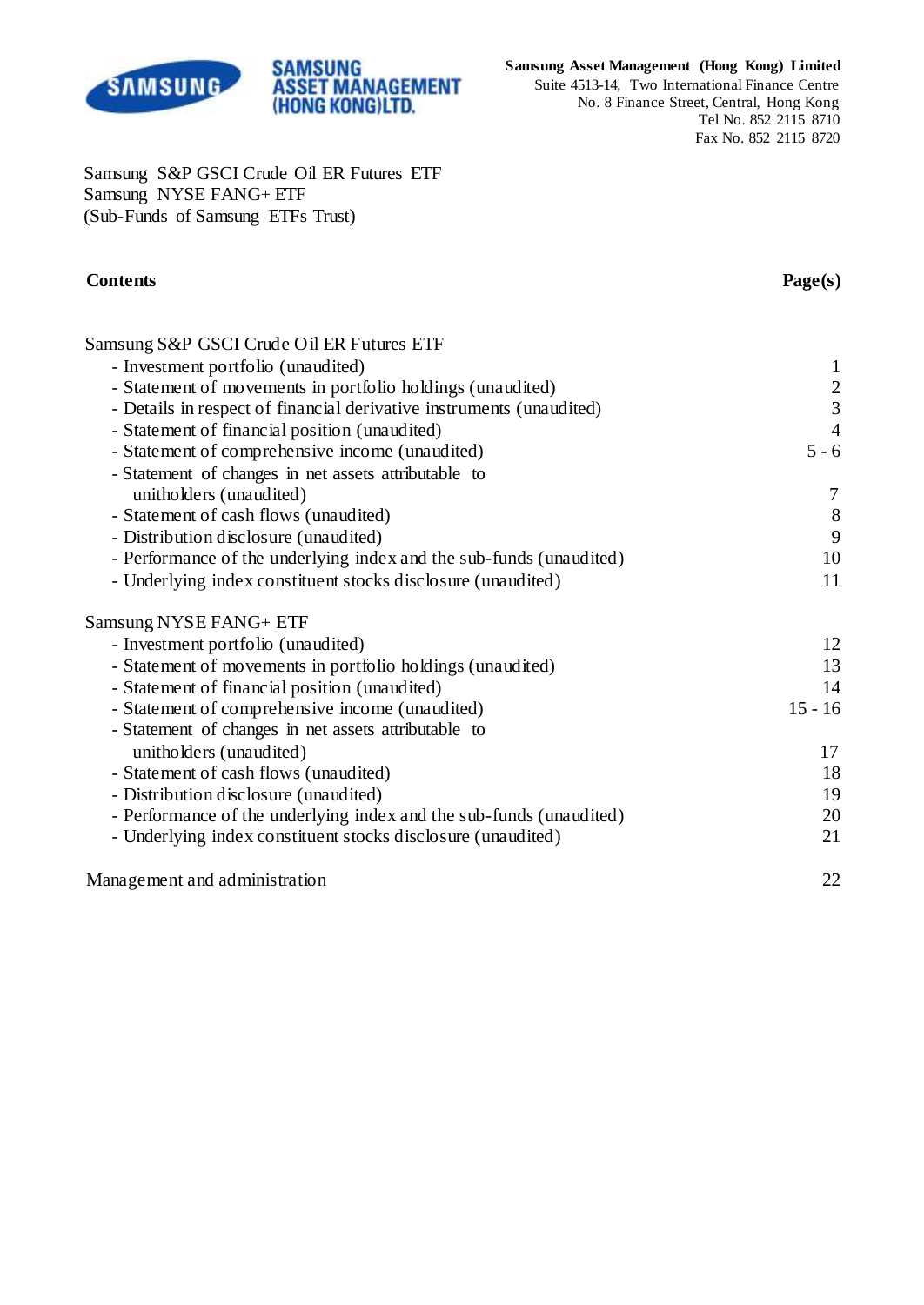**Samsung Asset Management (Hong Kong) Limited**
Suite 4513-14, Two International Finance Centre
No. 8 Finance Street, Central, Hong Kong
Tel No. 852 2115 8710
Fax No. 852 2115 8720

Samsung S&P GSCI Crude Oil ER Futures ETF
Samsung NYSE FANG+ ETF
(Sub-Funds of Samsung ETFs Trust)

| **Contents** | **Page(s)** |
|---|---|
| Samsung S&P GSCI Crude Oil ER Futures ETF | |
| - Investment portfolio (unaudited) | 1 |
| - Statement of movements in portfolio holdings (unaudited) | 2 |
| - Details in respect of financial derivative instruments (unaudited) | 3 |
| - Statement of financial position (unaudited) | 4 |
| - Statement of comprehensive income (unaudited) | 5 - 6 |
| - Statement of changes in net assets attributable to unitholders (unaudited) | 7 |
| - Statement of cash flows (unaudited) | 8 |
| - Distribution disclosure (unaudited) | 9 |
| - Performance of the underlying index and the sub-funds (unaudited) | 10 |
| - Underlying index constituent stocks disclosure (unaudited) | 11 |
| Samsung NYSE FANG+ ETF | |
| - Investment portfolio (unaudited) | 12 |
| - Statement of movements in portfolio holdings (unaudited) | 13 |
| - Statement of financial position (unaudited) | 14 |
| - Statement of comprehensive income (unaudited) | 15 - 16 |
| - Statement of changes in net assets attributable to unitholders (unaudited) | 17 |
| - Statement of cash flows (unaudited) | 18 |
| - Distribution disclosure (unaudited) | 19 |
| - Performance of the underlying index and the sub-funds (unaudited) | 20 |
| - Underlying index constituent stocks disclosure (unaudited) | 21 |
| Management and administration | 22 |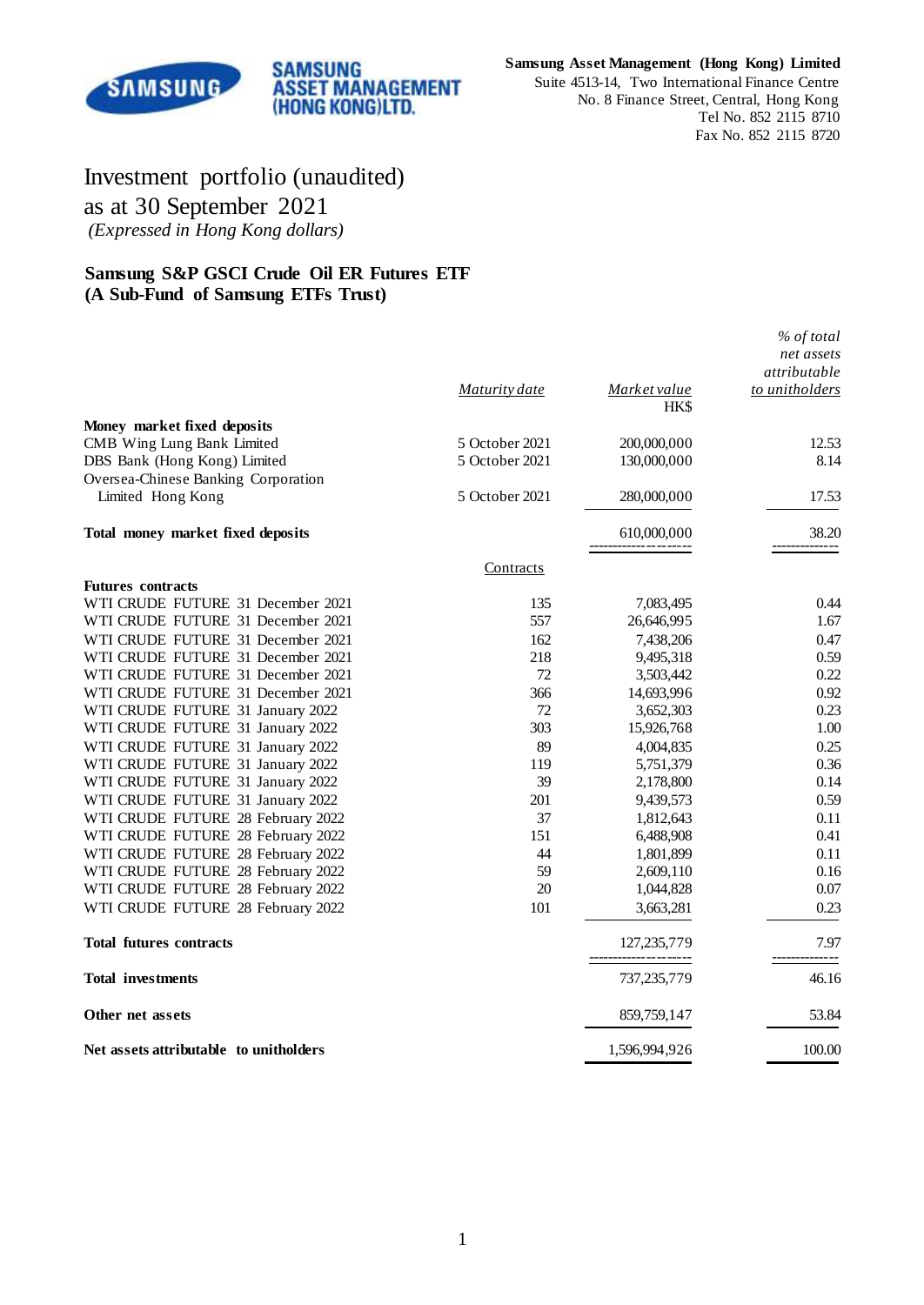**Samsung Asset Management (Hong Kong) Limited**
Suite 4513-14, Two International Finance Centre
No. 8 Finance Street, Central, Hong Kong
Tel No. 852 2115 8710
Fax No. 852 2115 8720

# Investment portfolio (unaudited)
# as at 30 September 2021

*(Expressed in Hong Kong dollars)*

### Samsung S&P GSCI Crude Oil ER Futures ETF
### (A Sub-Fund of Samsung ETFs Trust)

| | *Maturity date* | *Market value* HK$ | *% of total net assets attributable to unitholders* |
|---|---|---|---|
| **Money market fixed deposits** | | | |
| CMB Wing Lung Bank Limited | 5 October 2021 | 200,000,000 | 12.53 |
| DBS Bank (Hong Kong) Limited | 5 October 2021 | 130,000,000 | 8.14 |
| Oversea-Chinese Banking Corporation Limited Hong Kong | 5 October 2021 | 280,000,000 | 17.53 |
| **Total money market fixed deposits** | | 610,000,000 | 38.20 |
| | Contracts | | |
| **Futures contracts** | | | |
| WTI CRUDE FUTURE 31 December 2021 | 135 | 7,083,495 | 0.44 |
| WTI CRUDE FUTURE 31 December 2021 | 557 | 26,646,995 | 1.67 |
| WTI CRUDE FUTURE 31 December 2021 | 162 | 7,438,206 | 0.47 |
| WTI CRUDE FUTURE 31 December 2021 | 218 | 9,495,318 | 0.59 |
| WTI CRUDE FUTURE 31 December 2021 | 72 | 3,503,442 | 0.22 |
| WTI CRUDE FUTURE 31 December 2021 | 366 | 14,693,996 | 0.92 |
| WTI CRUDE FUTURE 31 January 2022 | 72 | 3,652,303 | 0.23 |
| WTI CRUDE FUTURE 31 January 2022 | 303 | 15,926,768 | 1.00 |
| WTI CRUDE FUTURE 31 January 2022 | 89 | 4,004,835 | 0.25 |
| WTI CRUDE FUTURE 31 January 2022 | 119 | 5,751,379 | 0.36 |
| WTI CRUDE FUTURE 31 January 2022 | 39 | 2,178,800 | 0.14 |
| WTI CRUDE FUTURE 31 January 2022 | 201 | 9,439,573 | 0.59 |
| WTI CRUDE FUTURE 28 February 2022 | 37 | 1,812,643 | 0.11 |
| WTI CRUDE FUTURE 28 February 2022 | 151 | 6,488,908 | 0.41 |
| WTI CRUDE FUTURE 28 February 2022 | 44 | 1,801,899 | 0.11 |
| WTI CRUDE FUTURE 28 February 2022 | 59 | 2,609,110 | 0.16 |
| WTI CRUDE FUTURE 28 February 2022 | 20 | 1,044,828 | 0.07 |
| WTI CRUDE FUTURE 28 February 2022 | 101 | 3,663,281 | 0.23 |
| **Total futures contracts** | | 127,235,779 | 7.97 |
| **Total investments** | | 737,235,779 | 46.16 |
| **Other net assets** | | 859,759,147 | 53.84 |
| **Net assets attributable to unitholders** | | 1,596,994,926 | 100.00 |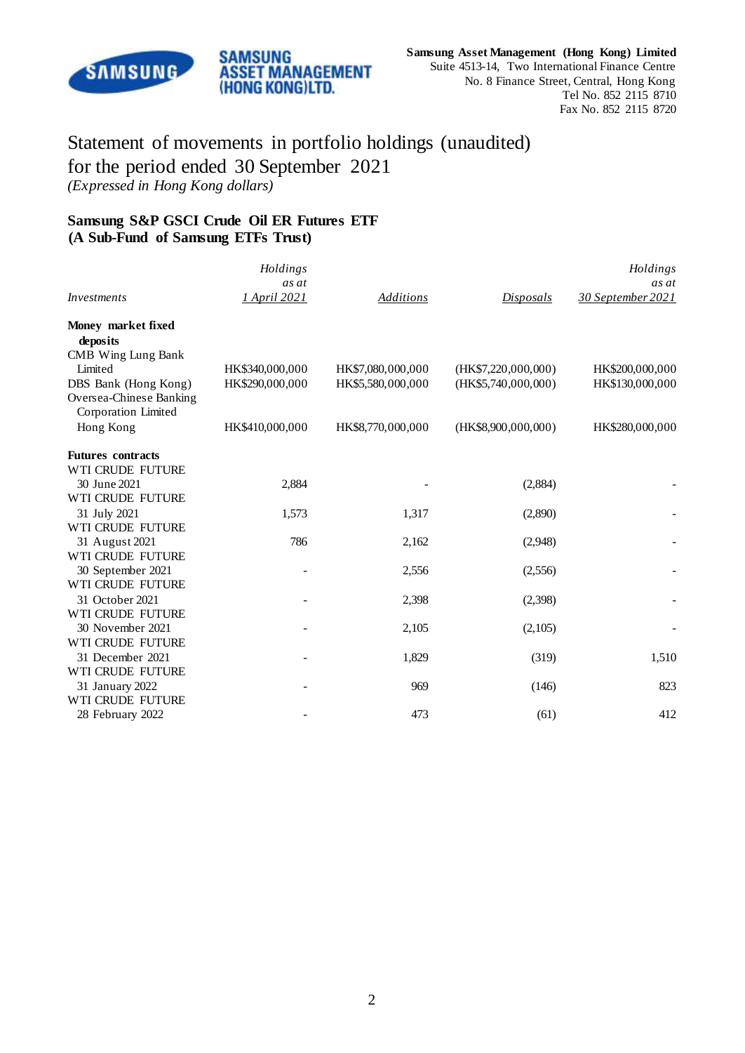**Samsung Asset Management (Hong Kong) Limited**
Suite 4513-14, Two International Finance Centre
No. 8 Finance Street, Central, Hong Kong
Tel No. 852 2115 8710
Fax No. 852 2115 8720

# Statement of movements in portfolio holdings (unaudited) for the period ended 30 September 2021

*(Expressed in Hong Kong dollars)*

## Samsung S&P GSCI Crude Oil ER Futures ETF
## (A Sub-Fund of Samsung ETFs Trust)

| *Investments* | *Holdings as at 1 April 2021* | *Additions* | *Disposals* | *Holdings as at 30 September 2021* |
|---|---|---|---|---|
| **Money market fixed deposits** | | | | |
| CMB Wing Lung Bank Limited | HK$340,000,000 | HK$7,080,000,000 | (HK$7,220,000,000) | HK$200,000,000 |
| DBS Bank (Hong Kong) | HK$290,000,000 | HK$5,580,000,000 | (HK$5,740,000,000) | HK$130,000,000 |
| Oversea-Chinese Banking Corporation Limited Hong Kong | HK$410,000,000 | HK$8,770,000,000 | (HK$8,900,000,000) | HK$280,000,000 |
| **Futures contracts** | | | | |
| WTI CRUDE FUTURE 30 June 2021 | 2,884 | - | (2,884) | - |
| WTI CRUDE FUTURE 31 July 2021 | 1,573 | 1,317 | (2,890) | - |
| WTI CRUDE FUTURE 31 August 2021 | 786 | 2,162 | (2,948) | - |
| WTI CRUDE FUTURE 30 September 2021 | - | 2,556 | (2,556) | - |
| WTI CRUDE FUTURE 31 October 2021 | - | 2,398 | (2,398) | - |
| WTI CRUDE FUTURE 30 November 2021 | - | 2,105 | (2,105) | - |
| WTI CRUDE FUTURE 31 December 2021 | - | 1,829 | (319) | 1,510 |
| WTI CRUDE FUTURE 31 January 2022 | - | 969 | (146) | 823 |
| WTI CRUDE FUTURE 28 February 2022 | - | 473 | (61) | 412 |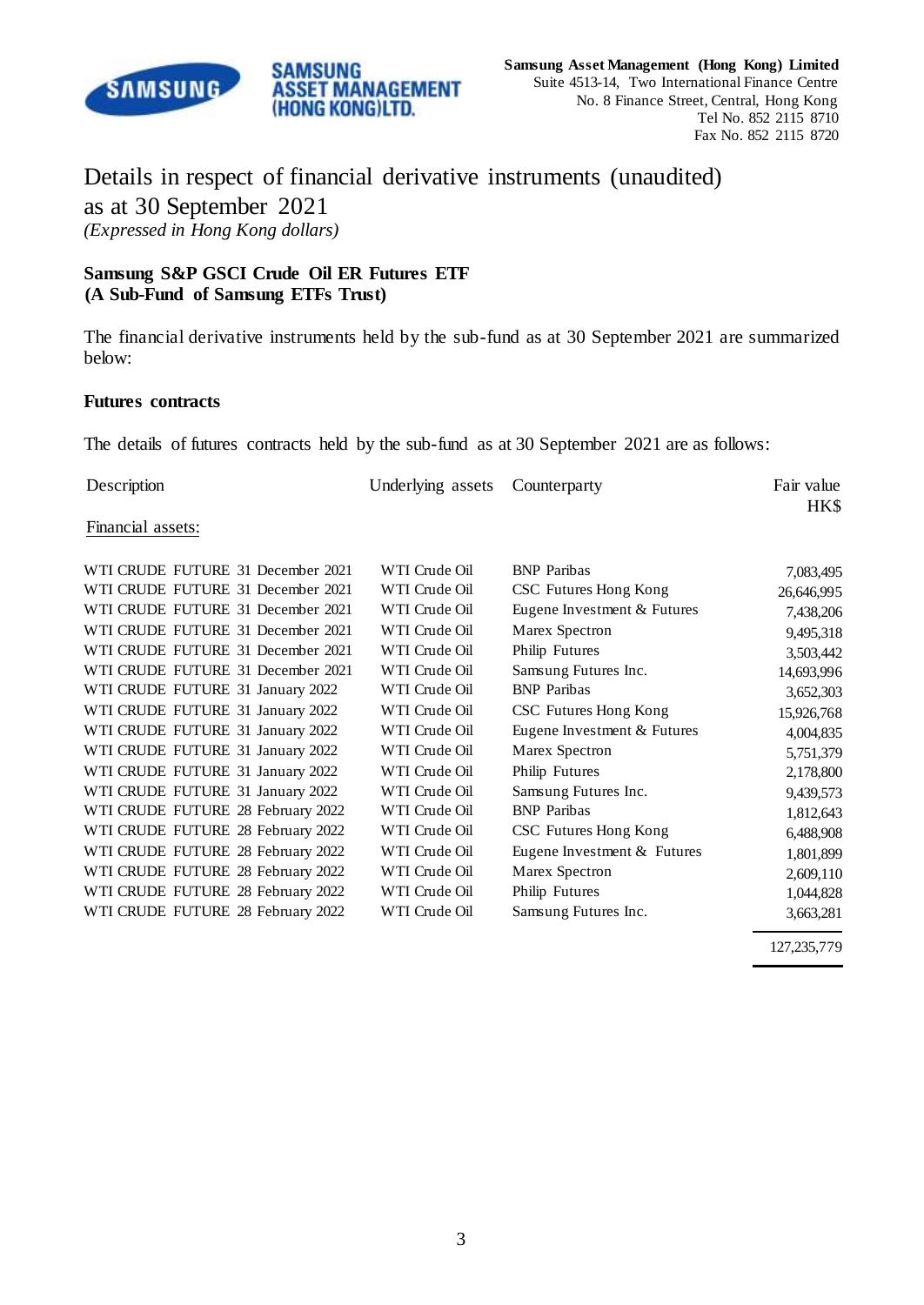**Samsung Asset Management (Hong Kong) Limited**
Suite 4513-14, Two International Finance Centre
No. 8 Finance Street, Central, Hong Kong
Tel No. 852 2115 8710
Fax No. 852 2115 8720

# Details in respect of financial derivative instruments (unaudited) as at 30 September 2021

*(Expressed in Hong Kong dollars)*

**Samsung S&P GSCI Crude Oil ER Futures ETF**
**(A Sub-Fund of Samsung ETFs Trust)**

The financial derivative instruments held by the sub-fund as at 30 September 2021 are summarized below:

**Futures contracts**

The details of futures contracts held by the sub-fund as at 30 September 2021 are as follows:

| Description | Underlying assets | Counterparty | Fair value HK$ |
|---|---|---|---|
| Financial assets: | | | |
| WTI CRUDE FUTURE 31 December 2021 | WTI Crude Oil | BNP Paribas | 7,083,495 |
| WTI CRUDE FUTURE 31 December 2021 | WTI Crude Oil | CSC Futures Hong Kong | 26,646,995 |
| WTI CRUDE FUTURE 31 December 2021 | WTI Crude Oil | Eugene Investment & Futures | 7,438,206 |
| WTI CRUDE FUTURE 31 December 2021 | WTI Crude Oil | Marex Spectron | 9,495,318 |
| WTI CRUDE FUTURE 31 December 2021 | WTI Crude Oil | Philip Futures | 3,503,442 |
| WTI CRUDE FUTURE 31 December 2021 | WTI Crude Oil | Samsung Futures Inc. | 14,693,996 |
| WTI CRUDE FUTURE 31 January 2022 | WTI Crude Oil | BNP Paribas | 3,652,303 |
| WTI CRUDE FUTURE 31 January 2022 | WTI Crude Oil | CSC Futures Hong Kong | 15,926,768 |
| WTI CRUDE FUTURE 31 January 2022 | WTI Crude Oil | Eugene Investment & Futures | 4,004,835 |
| WTI CRUDE FUTURE 31 January 2022 | WTI Crude Oil | Marex Spectron | 5,751,379 |
| WTI CRUDE FUTURE 31 January 2022 | WTI Crude Oil | Philip Futures | 2,178,800 |
| WTI CRUDE FUTURE 31 January 2022 | WTI Crude Oil | Samsung Futures Inc. | 9,439,573 |
| WTI CRUDE FUTURE 28 February 2022 | WTI Crude Oil | BNP Paribas | 1,812,643 |
| WTI CRUDE FUTURE 28 February 2022 | WTI Crude Oil | CSC Futures Hong Kong | 6,488,908 |
| WTI CRUDE FUTURE 28 February 2022 | WTI Crude Oil | Eugene Investment & Futures | 1,801,899 |
| WTI CRUDE FUTURE 28 February 2022 | WTI Crude Oil | Marex Spectron | 2,609,110 |
| WTI CRUDE FUTURE 28 February 2022 | WTI Crude Oil | Philip Futures | 1,044,828 |
| WTI CRUDE FUTURE 28 February 2022 | WTI Crude Oil | Samsung Futures Inc. | 3,663,281 |
| | | | 127,235,779 |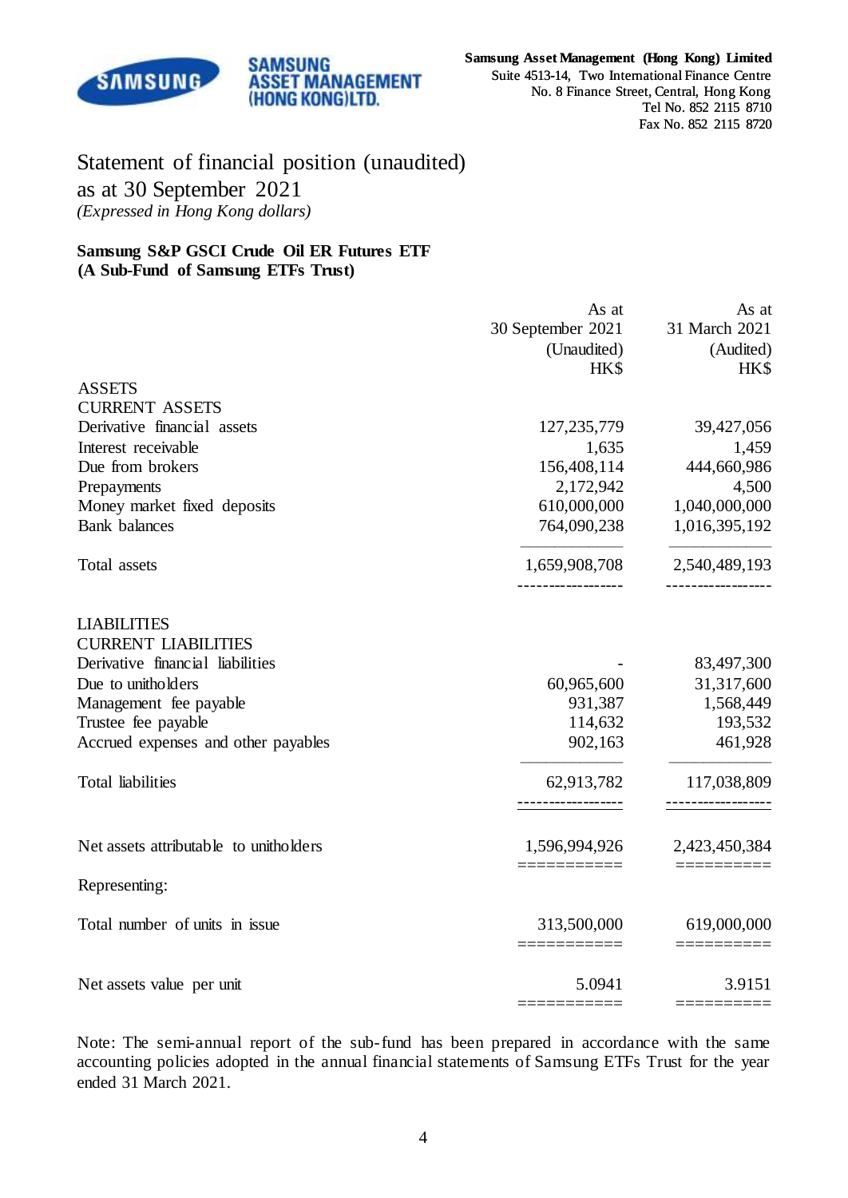Samsung Asset Management (Hong Kong) Limited
Suite 4513-14, Two International Finance Centre
No. 8 Finance Street, Central, Hong Kong
Tel No. 852 2115 8710
Fax No. 852 2115 8720

# Statement of financial position (unaudited) as at 30 September 2021

*(Expressed in Hong Kong dollars)*

**Samsung S&P GSCI Crude Oil ER Futures ETF**
**(A Sub-Fund of Samsung ETFs Trust)**

| | As at 30 September 2021 (Unaudited) HK$ | As at 31 March 2021 (Audited) HK$ |
|---|---|---|
| ASSETS | | |
| CURRENT ASSETS | | |
| Derivative financial assets | 127,235,779 | 39,427,056 |
| Interest receivable | 1,635 | 1,459 |
| Due from brokers | 156,408,114 | 444,660,986 |
| Prepayments | 2,172,942 | 4,500 |
| Money market fixed deposits | 610,000,000 | 1,040,000,000 |
| Bank balances | 764,090,238 | 1,016,395,192 |
| Total assets | 1,659,908,708 | 2,540,489,193 |
| LIABILITIES | | |
| CURRENT LIABILITIES | | |
| Derivative financial liabilities | - | 83,497,300 |
| Due to unitholders | 60,965,600 | 31,317,600 |
| Management fee payable | 931,387 | 1,568,449 |
| Trustee fee payable | 114,632 | 193,532 |
| Accrued expenses and other payables | 902,163 | 461,928 |
| Total liabilities | 62,913,782 | 117,038,809 |
| Net assets attributable to unitholders | 1,596,994,926 | 2,423,450,384 |
| Representing: | | |
| Total number of units in issue | 313,500,000 | 619,000,000 |
| Net assets value per unit | 5.0941 | 3.9151 |

Note: The semi-annual report of the sub-fund has been prepared in accordance with the same accounting policies adopted in the annual financial statements of Samsung ETFs Trust for the year ended 31 March 2021.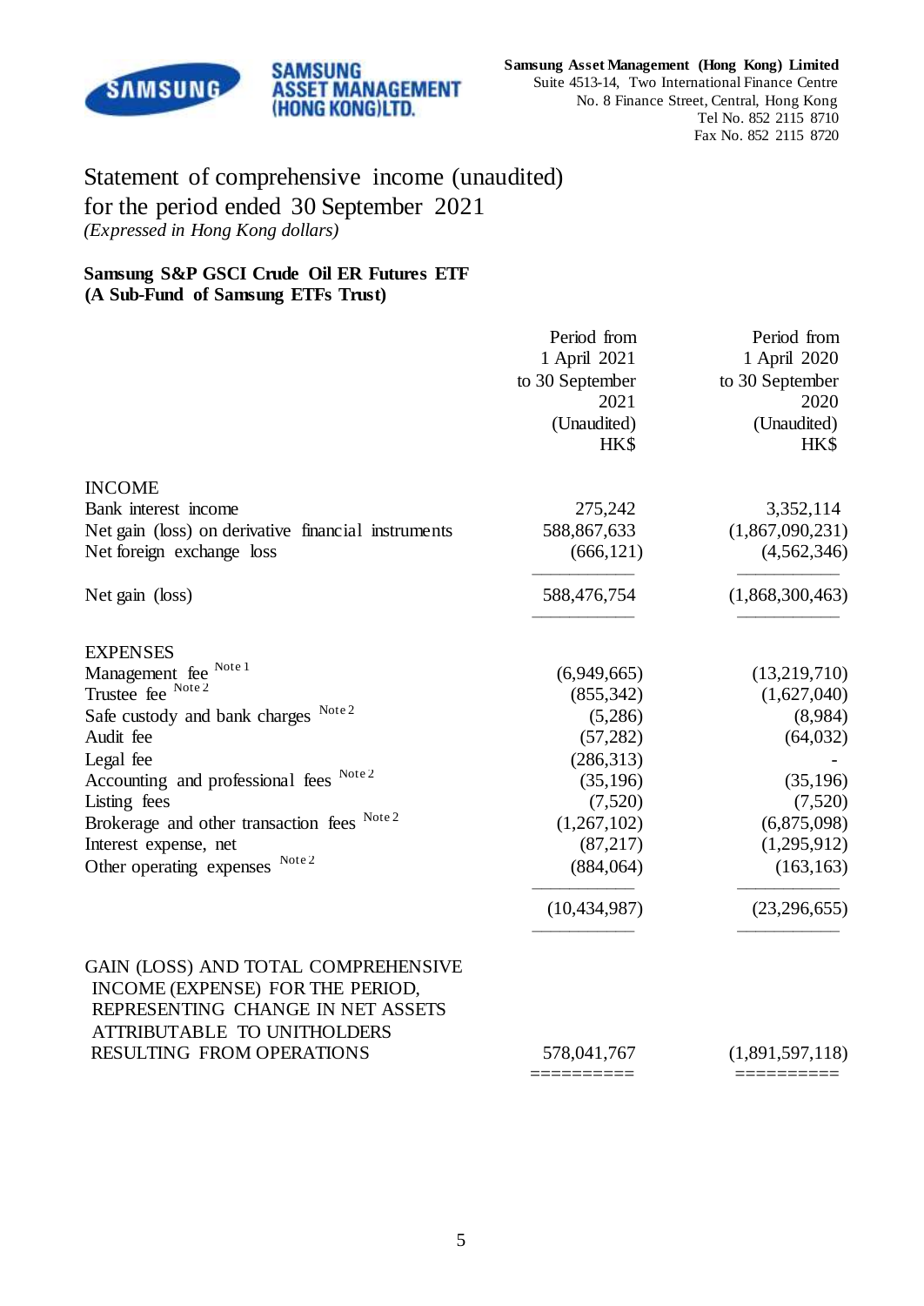**Samsung Asset Management (Hong Kong) Limited**
Suite 4513-14, Two International Finance Centre
No. 8 Finance Street, Central, Hong Kong
Tel No. 852 2115 8710
Fax No. 852 2115 8720

# Statement of comprehensive income (unaudited) for the period ended 30 September 2021

*(Expressed in Hong Kong dollars)*

**Samsung S&P GSCI Crude Oil ER Futures ETF**
**(A Sub-Fund of Samsung ETFs Trust)**

| | Period from 1 April 2021 to 30 September 2021 (Unaudited) HK$ | Period from 1 April 2020 to 30 September 2020 (Unaudited) HK$ |
|---|---|---|
| INCOME | | |
| Bank interest income | 275,242 | 3,352,114 |
| Net gain (loss) on derivative financial instruments | 588,867,633 | (1,867,090,231) |
| Net foreign exchange loss | (666,121) | (4,562,346) |
| Net gain (loss) | 588,476,754 | (1,868,300,463) |
| EXPENSES | | |
| Management fee Note 1 | (6,949,665) | (13,219,710) |
| Trustee fee Note 2 | (855,342) | (1,627,040) |
| Safe custody and bank charges Note 2 | (5,286) | (8,984) |
| Audit fee | (57,282) | (64,032) |
| Legal fee | (286,313) | - |
| Accounting and professional fees Note 2 | (35,196) | (35,196) |
| Listing fees | (7,520) | (7,520) |
| Brokerage and other transaction fees Note 2 | (1,267,102) | (6,875,098) |
| Interest expense, net | (87,217) | (1,295,912) |
| Other operating expenses Note 2 | (884,064) | (163,163) |
| | (10,434,987) | (23,296,655) |
| GAIN (LOSS) AND TOTAL COMPREHENSIVE INCOME (EXPENSE) FOR THE PERIOD, REPRESENTING CHANGE IN NET ASSETS ATTRIBUTABLE TO UNITHOLDERS RESULTING FROM OPERATIONS | 578,041,767 | (1,891,597,118) |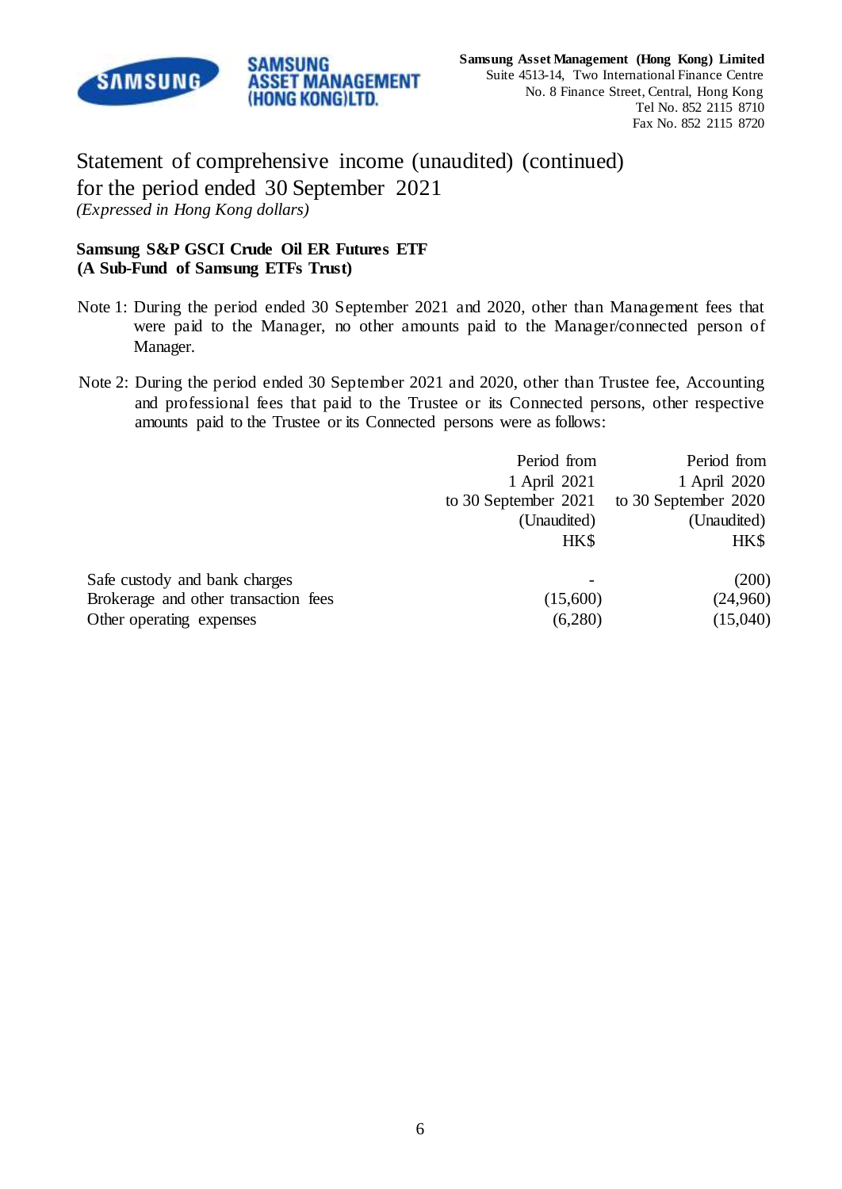# Statement of comprehensive income (unaudited) (continued)
## for the period ended 30 September 2021
*(Expressed in Hong Kong dollars)*

**Samsung S&P GSCI Crude Oil ER Futures ETF**
**(A Sub-Fund of Samsung ETFs Trust)**

Note 1: During the period ended 30 September 2021 and 2020, other than Management fees that were paid to the Manager, no other amounts paid to the Manager/connected person of Manager.

Note 2: During the period ended 30 September 2021 and 2020, other than Trustee fee, Accounting and professional fees that paid to the Trustee or its Connected persons, other respective amounts paid to the Trustee or its Connected persons were as follows:

| | Period from 1 April 2021 to 30 September 2021 (Unaudited) HK$ | Period from 1 April 2020 to 30 September 2020 (Unaudited) HK$ |
|---|---|---|
| Safe custody and bank charges | - | (200) |
| Brokerage and other transaction fees | (15,600) | (24,960) |
| Other operating expenses | (6,280) | (15,040) |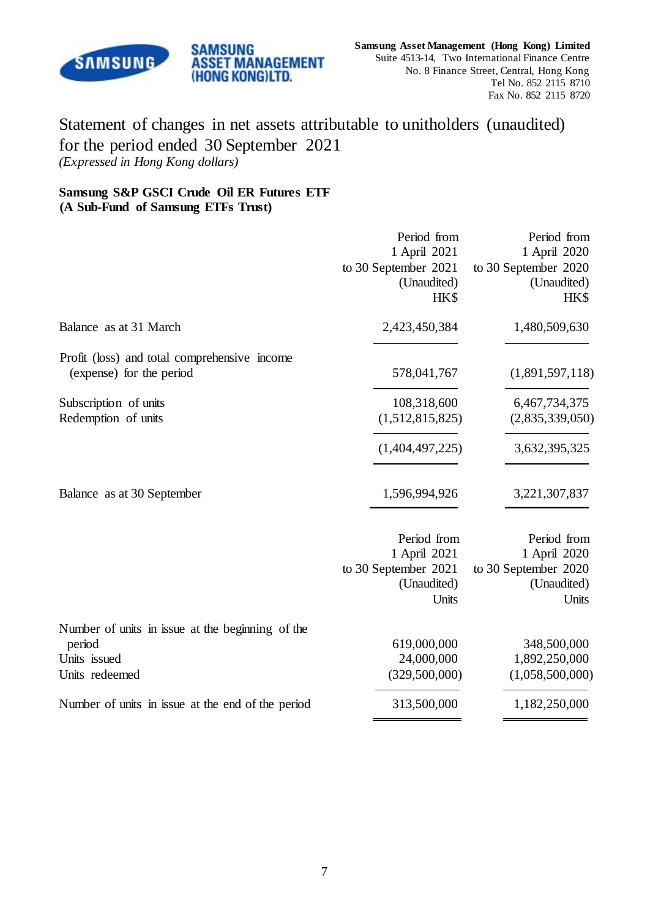Samsung Asset Management (Hong Kong) Limited
Suite 4513-14, Two International Finance Centre
No. 8 Finance Street, Central, Hong Kong
Tel No. 852 2115 8710
Fax No. 852 2115 8720

# Statement of changes in net assets attributable to unitholders (unaudited) for the period ended 30 September 2021

*(Expressed in Hong Kong dollars)*

**Samsung S&P GSCI Crude Oil ER Futures ETF**
**(A Sub-Fund of Samsung ETFs Trust)**

| | Period from 1 April 2021 to 30 September 2021 (Unaudited) HK$ | Period from 1 April 2020 to 30 September 2020 (Unaudited) HK$ |
|---|---|---|
| Balance as at 31 March | 2,423,450,384 | 1,480,509,630 |
| Profit (loss) and total comprehensive income (expense) for the period | 578,041,767 | (1,891,597,118) |
| Subscription of units | 108,318,600 | 6,467,734,375 |
| Redemption of units | (1,512,815,825) | (2,835,339,050) |
| | (1,404,497,225) | 3,632,395,325 |
| Balance as at 30 September | 1,596,994,926 | 3,221,307,837 |

| | Period from 1 April 2021 to 30 September 2021 (Unaudited) Units | Period from 1 April 2020 to 30 September 2020 (Unaudited) Units |
|---|---|---|
| Number of units in issue at the beginning of the period | 619,000,000 | 348,500,000 |
| Units issued | 24,000,000 | 1,892,250,000 |
| Units redeemed | (329,500,000) | (1,058,500,000) |
| Number of units in issue at the end of the period | 313,500,000 | 1,182,250,000 |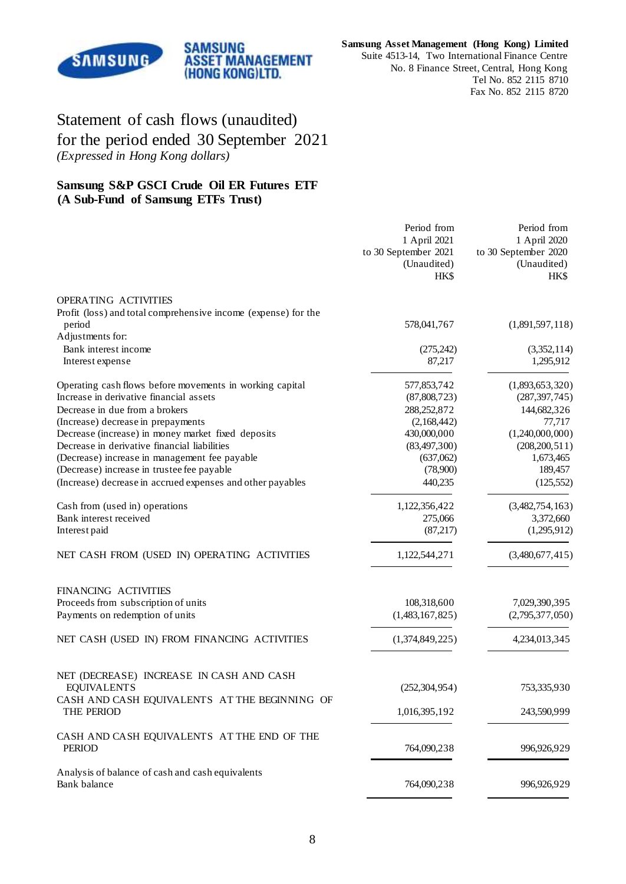**SAMSUNG ASSET MANAGEMENT (HONG KONG)LTD.**

**Samsung Asset Management (Hong Kong) Limited**
Suite 4513-14, Two International Finance Centre
No. 8 Finance Street, Central, Hong Kong
Tel No. 852 2115 8710
Fax No. 852 2115 8720

# Statement of cash flows (unaudited) for the period ended 30 September 2021

*(Expressed in Hong Kong dollars)*

## Samsung S&P GSCI Crude Oil ER Futures ETF (A Sub-Fund of Samsung ETFs Trust)

| | Period from 1 April 2021 to 30 September 2021 (Unaudited) HK$ | Period from 1 April 2020 to 30 September 2020 (Unaudited) HK$ |
|---|---|---|
| OPERATING ACTIVITIES | | |
| Profit (loss) and total comprehensive income (expense) for the period | 578,041,767 | (1,891,597,118) |
| Adjustments for: | | |
| Bank interest income | (275,242) | (3,352,114) |
| Interest expense | 87,217 | 1,295,912 |
| Operating cash flows before movements in working capital | 577,853,742 | (1,893,653,320) |
| Increase in derivative financial assets | (87,808,723) | (287,397,745) |
| Decrease in due from a brokers | 288,252,872 | 144,682,326 |
| (Increase) decrease in prepayments | (2,168,442) | 77,717 |
| Decrease (increase) in money market fixed deposits | 430,000,000 | (1,240,000,000) |
| Decrease in derivative financial liabilities | (83,497,300) | (208,200,511) |
| (Decrease) increase in management fee payable | (637,062) | 1,673,465 |
| (Decrease) increase in trustee fee payable | (78,900) | 189,457 |
| (Increase) decrease in accrued expenses and other payables | 440,235 | (125,552) |
| Cash from (used in) operations | 1,122,356,422 | (3,482,754,163) |
| Bank interest received | 275,066 | 3,372,660 |
| Interest paid | (87,217) | (1,295,912) |
| NET CASH FROM (USED IN) OPERATING ACTIVITIES | 1,122,544,271 | (3,480,677,415) |
| FINANCING ACTIVITIES | | |
| Proceeds from subscription of units | 108,318,600 | 7,029,390,395 |
| Payments on redemption of units | (1,483,167,825) | (2,795,377,050) |
| NET CASH (USED IN) FROM FINANCING ACTIVITIES | (1,374,849,225) | 4,234,013,345 |
| NET (DECREASE) INCREASE IN CASH AND CASH EQUIVALENTS | (252,304,954) | 753,335,930 |
| CASH AND CASH EQUIVALENTS AT THE BEGINNING OF THE PERIOD | 1,016,395,192 | 243,590,999 |
| CASH AND CASH EQUIVALENTS AT THE END OF THE PERIOD | 764,090,238 | 996,926,929 |
| Analysis of balance of cash and cash equivalents | | |
| Bank balance | 764,090,238 | 996,926,929 |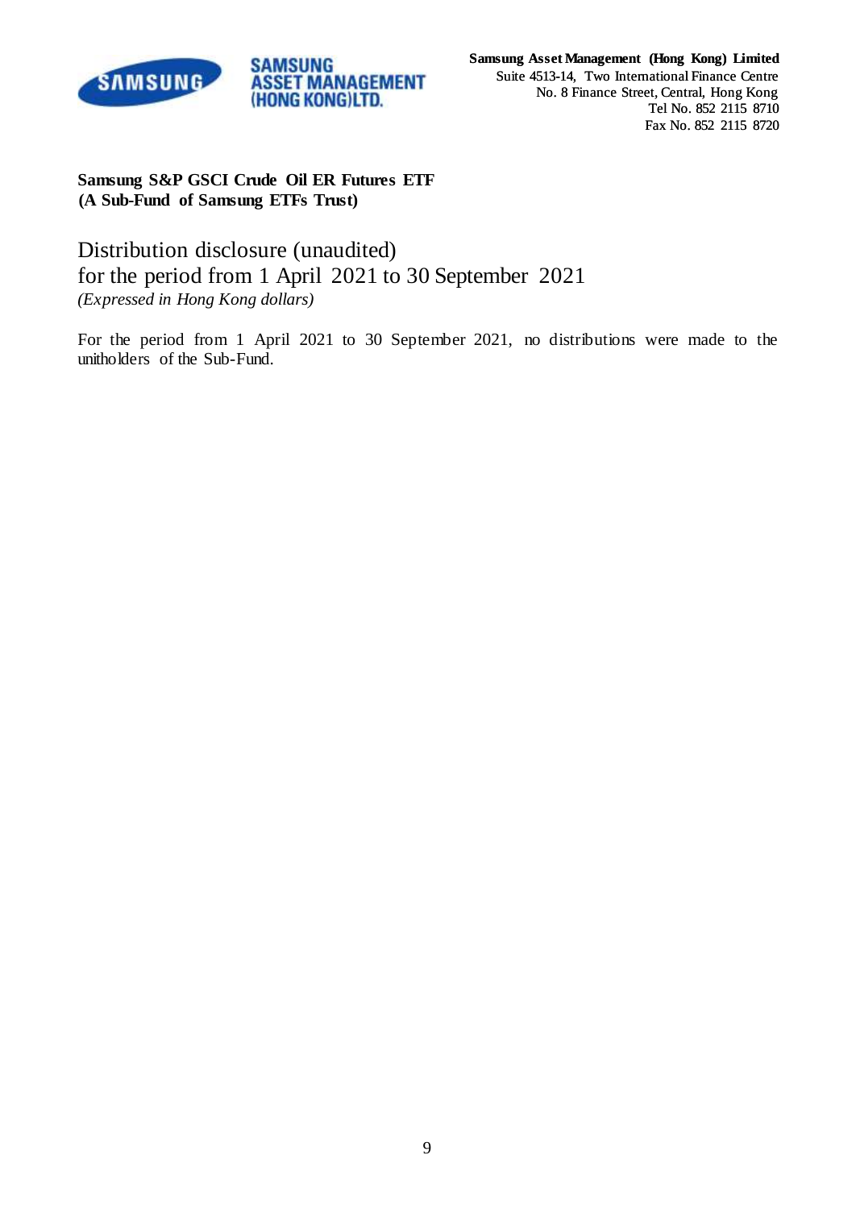Samsung Asset Management (Hong Kong) Limited
Suite 4513-14, Two International Finance Centre
No. 8 Finance Street, Central, Hong Kong
Tel No. 852 2115 8710
Fax No. 852 2115 8720

**Samsung S&P GSCI Crude Oil ER Futures ETF**
**(A Sub-Fund of Samsung ETFs Trust)**

# Distribution disclosure (unaudited)
# for the period from 1 April 2021 to 30 September 2021

*(Expressed in Hong Kong dollars)*

For the period from 1 April 2021 to 30 September 2021, no distributions were made to the unitholders of the Sub-Fund.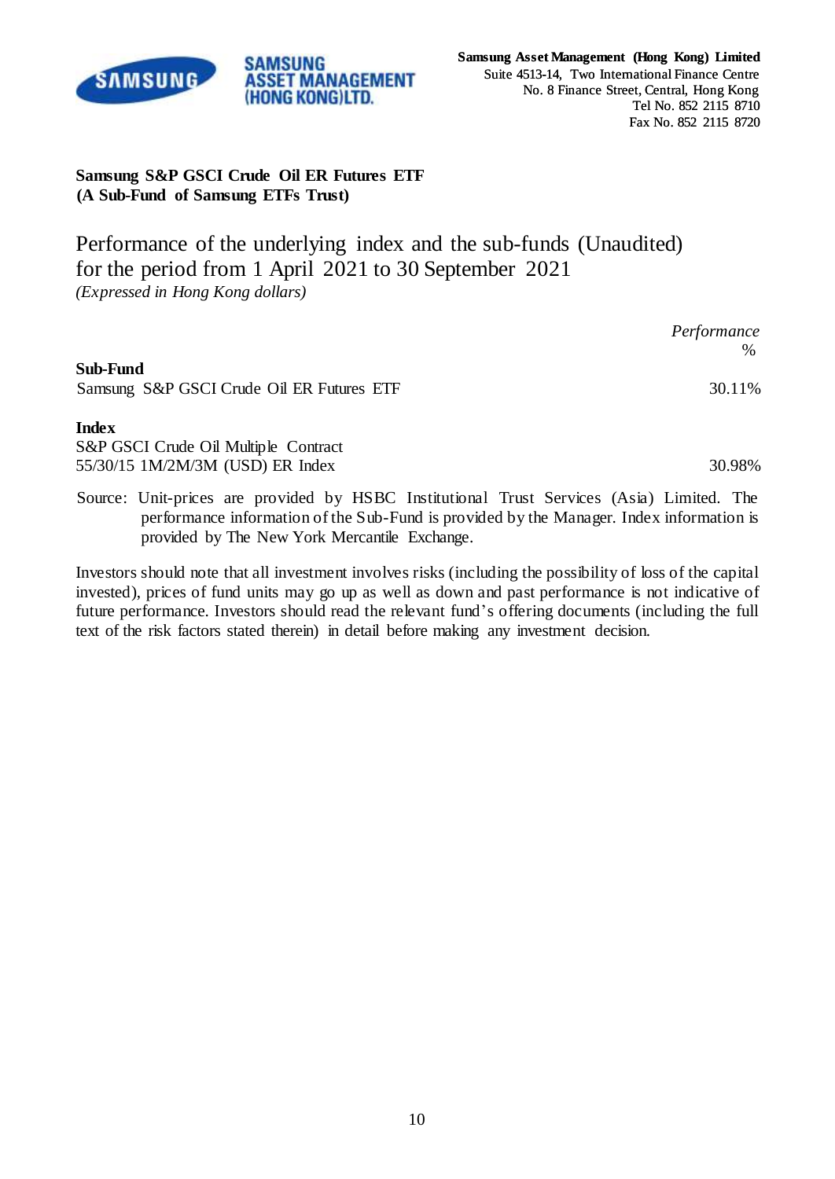**Samsung Asset Management (Hong Kong) Limited**
Suite 4513-14, Two International Finance Centre
No. 8 Finance Street, Central, Hong Kong
Tel No. 852 2115 8710
Fax No. 852 2115 8720

**Samsung S&P GSCI Crude Oil ER Futures ETF**
**(A Sub-Fund of Samsung ETFs Trust)**

# Performance of the underlying index and the sub-funds (Unaudited) for the period from 1 April 2021 to 30 September 2021

*(Expressed in Hong Kong dollars)*

| | *Performance* % |
|---|---|
| **Sub-Fund** | |
| Samsung S&P GSCI Crude Oil ER Futures ETF | 30.11% |
| **Index** | |
| S&P GSCI Crude Oil Multiple Contract 55/30/15 1M/2M/3M (USD) ER Index | 30.98% |

Source: Unit-prices are provided by HSBC Institutional Trust Services (Asia) Limited. The performance information of the Sub-Fund is provided by the Manager. Index information is provided by The New York Mercantile Exchange.

Investors should note that all investment involves risks (including the possibility of loss of the capital invested), prices of fund units may go up as well as down and past performance is not indicative of future performance. Investors should read the relevant fund's offering documents (including the full text of the risk factors stated therein) in detail before making any investment decision.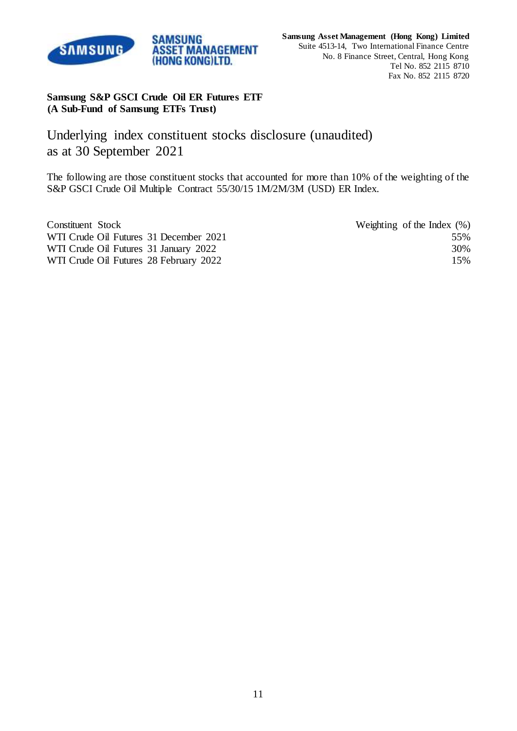**Samsung Asset Management (Hong Kong) Limited**
Suite 4513-14, Two International Finance Centre
No. 8 Finance Street, Central, Hong Kong
Tel No. 852 2115 8710
Fax No. 852 2115 8720

**Samsung S&P GSCI Crude Oil ER Futures ETF**
**(A Sub-Fund of Samsung ETFs Trust)**

# Underlying index constituent stocks disclosure (unaudited) as at 30 September 2021

The following are those constituent stocks that accounted for more than 10% of the weighting of the S&P GSCI Crude Oil Multiple Contract 55/30/15 1M/2M/3M (USD) ER Index.

| Constituent Stock | Weighting of the Index (%) |
|---|---|
| WTI Crude Oil Futures 31 December 2021 | 55% |
| WTI Crude Oil Futures 31 January 2022 | 30% |
| WTI Crude Oil Futures 28 February 2022 | 15% |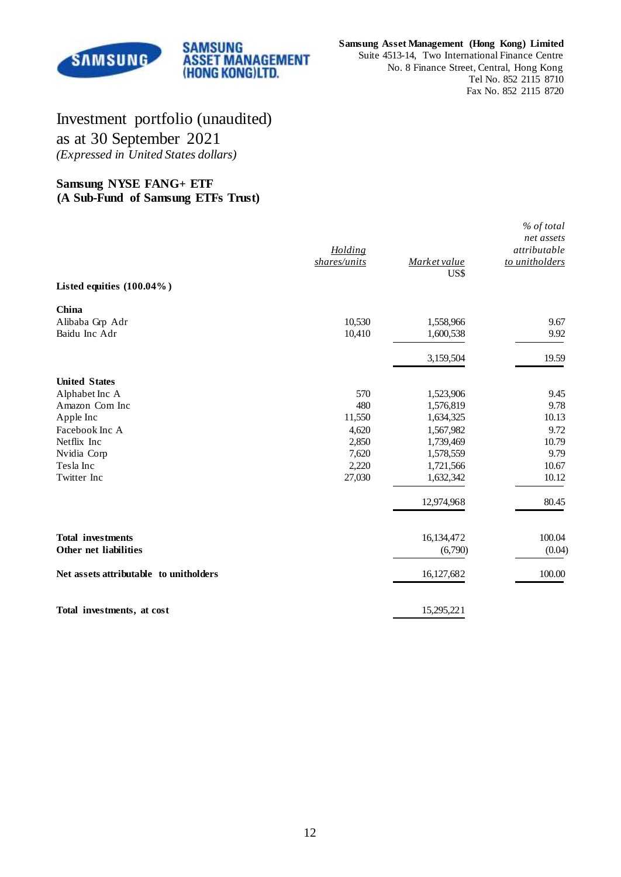**Samsung Asset Management (Hong Kong) Limited**
Suite 4513-14, Two International Finance Centre
No. 8 Finance Street, Central, Hong Kong
Tel No. 852 2115 8710
Fax No. 852 2115 8720

# Investment portfolio (unaudited)
# as at 30 September 2021

*(Expressed in United States dollars)*

**Samsung NYSE FANG+ ETF**
**(A Sub-Fund of Samsung ETFs Trust)**

| | *Holding shares/units* | *Market value* US$ | *% of total net assets attributable to unitholders* |
|---|---|---|---|
| **Listed equities (100.04%)** | | | |
| **China** | | | |
| Alibaba Grp Adr | 10,530 | 1,558,966 | 9.67 |
| Baidu Inc Adr | 10,410 | 1,600,538 | 9.92 |
| | | 3,159,504 | 19.59 |
| **United States** | | | |
| Alphabet Inc A | 570 | 1,523,906 | 9.45 |
| Amazon Com Inc | 480 | 1,576,819 | 9.78 |
| Apple Inc | 11,550 | 1,634,325 | 10.13 |
| Facebook Inc A | 4,620 | 1,567,982 | 9.72 |
| Netflix Inc | 2,850 | 1,739,469 | 10.79 |
| Nvidia Corp | 7,620 | 1,578,559 | 9.79 |
| Tesla Inc | 2,220 | 1,721,566 | 10.67 |
| Twitter Inc | 27,030 | 1,632,342 | 10.12 |
| | | 12,974,968 | 80.45 |
| **Total investments** | | 16,134,472 | 100.04 |
| **Other net liabilities** | | (6,790) | (0.04) |
| **Net assets attributable to unitholders** | | 16,127,682 | 100.00 |
| **Total investments, at cost** | | 15,295,221 | |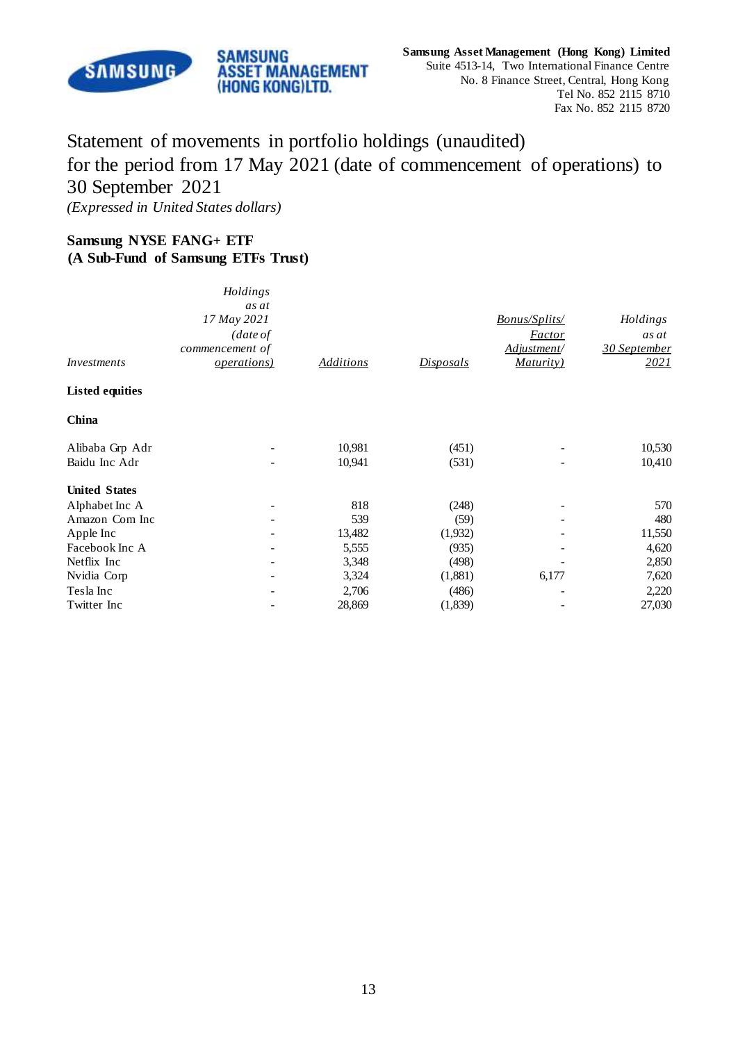**Samsung Asset Management (Hong Kong) Limited**
Suite 4513-14, Two International Finance Centre
No. 8 Finance Street, Central, Hong Kong
Tel No. 852 2115 8710
Fax No. 852 2115 8720

# Statement of movements in portfolio holdings (unaudited) for the period from 17 May 2021 (date of commencement of operations) to 30 September 2021

*(Expressed in United States dollars)*

**Samsung NYSE FANG+ ETF**
**(A Sub-Fund of Samsung ETFs Trust)**

| *Investments* | *Holdings as at 17 May 2021 (date of commencement of operations)* | *Additions* | *Disposals* | *Bonus/Splits/ Factor Adjustment/ Maturity)* | *Holdings as at 30 September 2021* |
|---|---|---|---|---|---|
| **Listed equities** | | | | | |
| **China** | | | | | |
| Alibaba Grp Adr | - | 10,981 | (451) | - | 10,530 |
| Baidu Inc Adr | - | 10,941 | (531) | - | 10,410 |
| **United States** | | | | | |
| Alphabet Inc A | - | 818 | (248) | - | 570 |
| Amazon Com Inc | - | 539 | (59) | - | 480 |
| Apple Inc | - | 13,482 | (1,932) | - | 11,550 |
| Facebook Inc A | - | 5,555 | (935) | - | 4,620 |
| Netflix Inc | - | 3,348 | (498) | - | 2,850 |
| Nvidia Corp | - | 3,324 | (1,881) | 6,177 | 7,620 |
| Tesla Inc | - | 2,706 | (486) | - | 2,220 |
| Twitter Inc | - | 28,869 | (1,839) | - | 27,030 |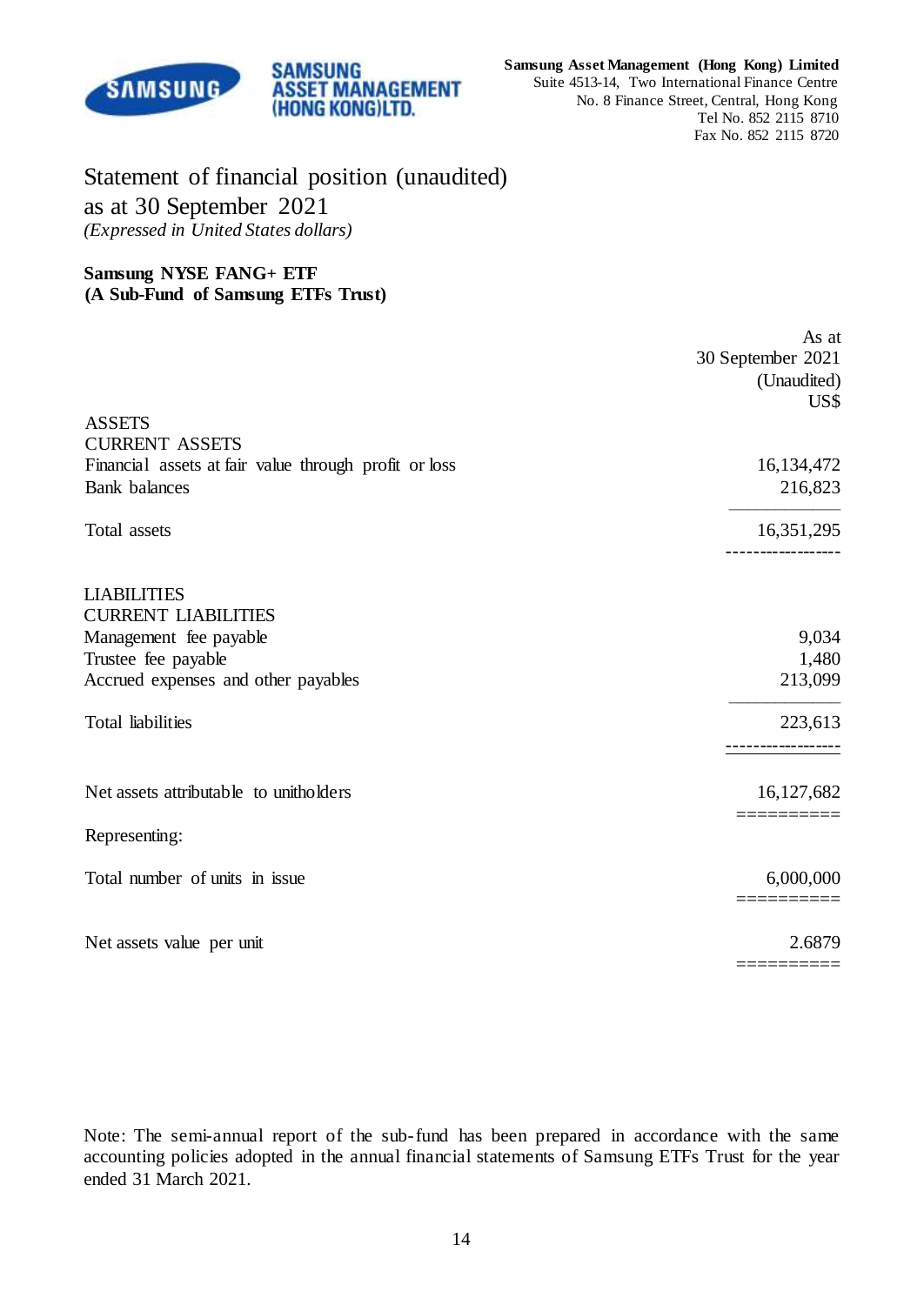Samsung Asset Management (Hong Kong) Limited
Suite 4513-14, Two International Finance Centre
No. 8 Finance Street, Central, Hong Kong
Tel No. 852 2115 8710
Fax No. 852 2115 8720

# Statement of financial position (unaudited)
## as at 30 September 2021

*(Expressed in United States dollars)*

**Samsung NYSE FANG+ ETF**
**(A Sub-Fund of Samsung ETFs Trust)**

| | As at 30 September 2021 (Unaudited) US$ |
|---|---|
| ASSETS | |
| CURRENT ASSETS | |
| Financial assets at fair value through profit or loss | 16,134,472 |
| Bank balances | 216,823 |
| Total assets | 16,351,295 |
| LIABILITIES | |
| CURRENT LIABILITIES | |
| Management fee payable | 9,034 |
| Trustee fee payable | 1,480 |
| Accrued expenses and other payables | 213,099 |
| Total liabilities | 223,613 |
| Net assets attributable to unitholders | 16,127,682 |
| Representing: | |
| Total number of units in issue | 6,000,000 |
| Net assets value per unit | 2.6879 |

Note: The semi-annual report of the sub-fund has been prepared in accordance with the same accounting policies adopted in the annual financial statements of Samsung ETFs Trust for the year ended 31 March 2021.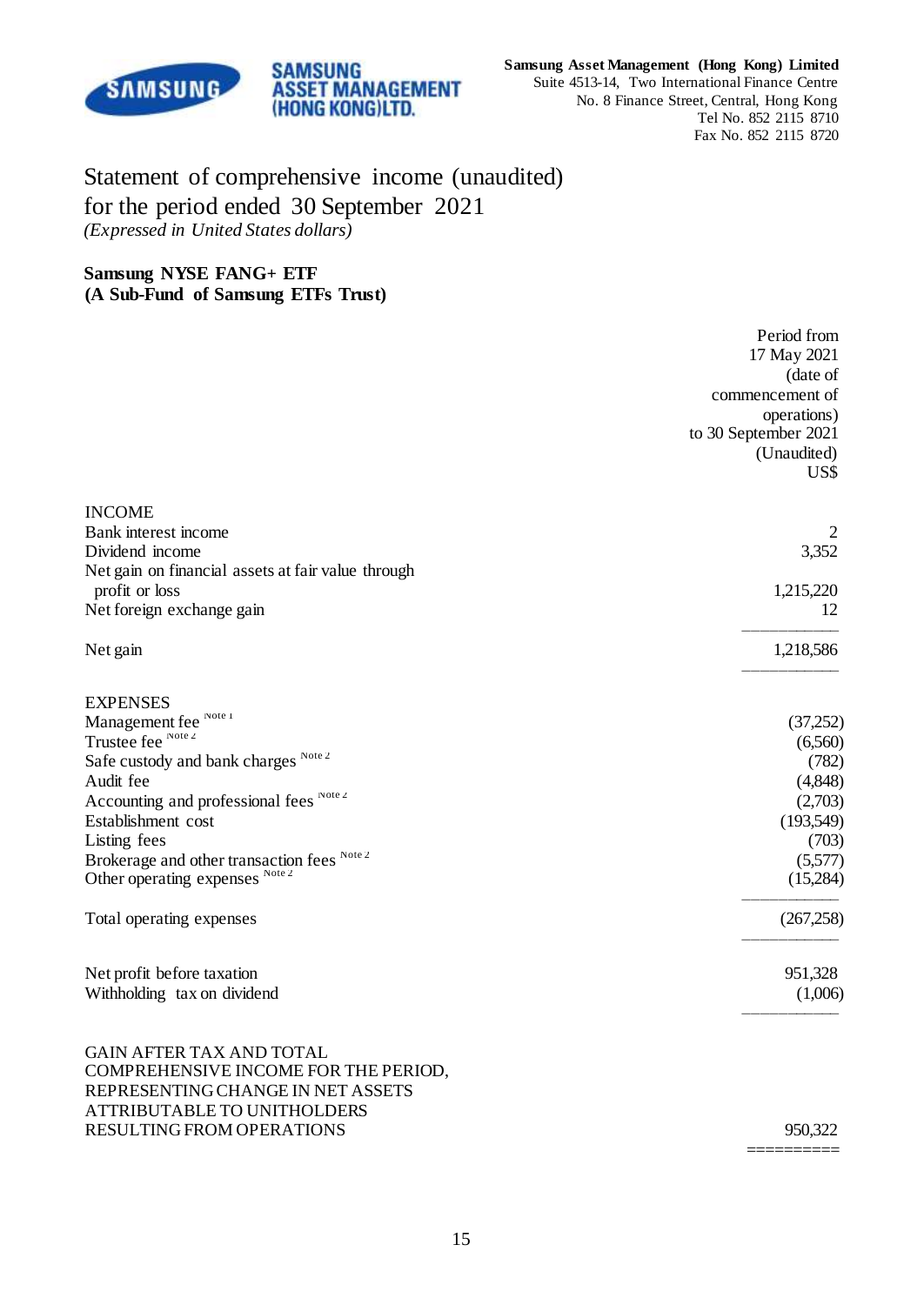**Samsung Asset Management (Hong Kong) Limited**
Suite 4513-14, Two International Finance Centre
No. 8 Finance Street, Central, Hong Kong
Tel No. 852 2115 8710
Fax No. 852 2115 8720

# Statement of comprehensive income (unaudited) for the period ended 30 September 2021

*(Expressed in United States dollars)*

**Samsung NYSE FANG+ ETF**
**(A Sub-Fund of Samsung ETFs Trust)**

| | Period from 17 May 2021 (date of commencement of operations) to 30 September 2021 (Unaudited) US$ |
|---|---|
| INCOME | |
| Bank interest income | 2 |
| Dividend income | 3,352 |
| Net gain on financial assets at fair value through profit or loss | 1,215,220 |
| Net foreign exchange gain | 12 |
| Net gain | 1,218,586 |
| EXPENSES | |
| Management fee [Note 1] | (37,252) |
| Trustee fee [Note 2] | (6,560) |
| Safe custody and bank charges [Note 2] | (782) |
| Audit fee | (4,848) |
| Accounting and professional fees [Note 2] | (2,703) |
| Establishment cost | (193,549) |
| Listing fees | (703) |
| Brokerage and other transaction fees [Note 2] | (5,577) |
| Other operating expenses [Note 2] | (15,284) |
| Total operating expenses | (267,258) |
| Net profit before taxation | 951,328 |
| Withholding tax on dividend | (1,006) |
| GAIN AFTER TAX AND TOTAL COMPREHENSIVE INCOME FOR THE PERIOD, REPRESENTING CHANGE IN NET ASSETS ATTRIBUTABLE TO UNITHOLDERS RESULTING FROM OPERATIONS | 950,322 |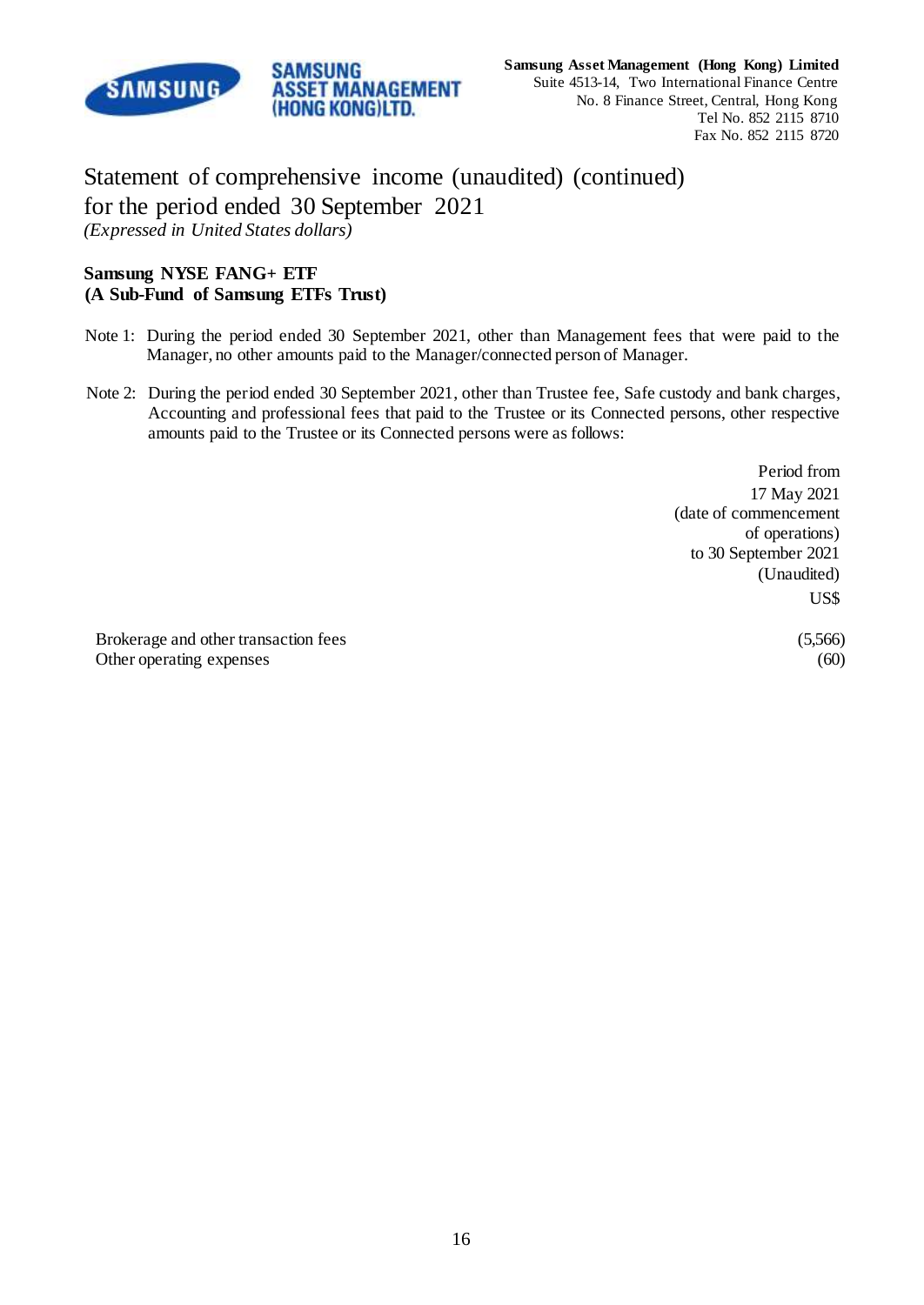# Statement of comprehensive income (unaudited) (continued)
## for the period ended 30 September 2021

*(Expressed in United States dollars)*

**Samsung NYSE FANG+ ETF**
**(A Sub-Fund of Samsung ETFs Trust)**

Note 1: During the period ended 30 September 2021, other than Management fees that were paid to the Manager, no other amounts paid to the Manager/connected person of Manager.

Note 2: During the period ended 30 September 2021, other than Trustee fee, Safe custody and bank charges, Accounting and professional fees that paid to the Trustee or its Connected persons, other respective amounts paid to the Trustee or its Connected persons were as follows:

| | Period from 17 May 2021 (date of commencement of operations) to 30 September 2021 (Unaudited) US$ |
|---|---|
| Brokerage and other transaction fees | (5,566) |
| Other operating expenses | (60) |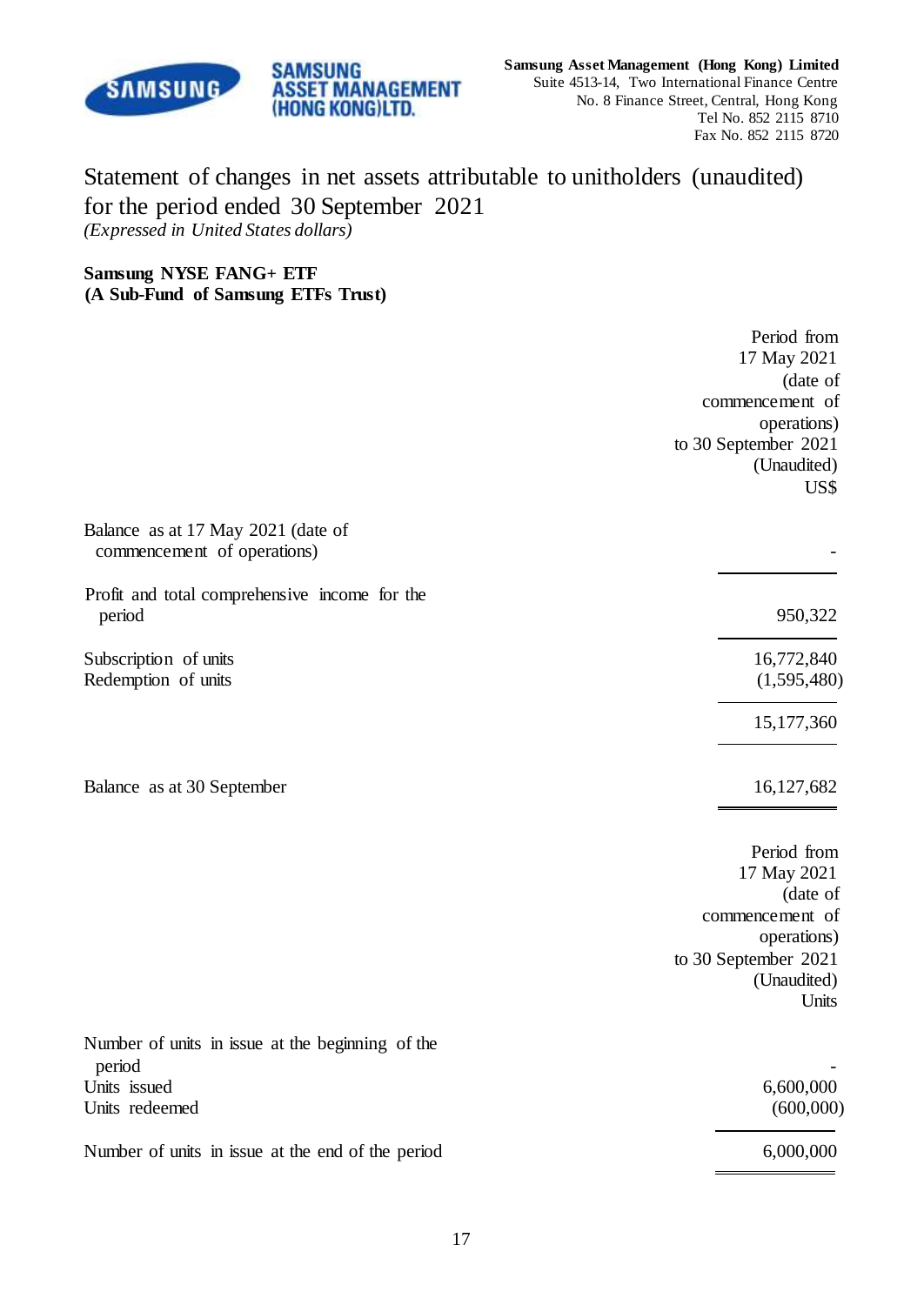**Samsung Asset Management (Hong Kong) Limited**
Suite 4513-14, Two International Finance Centre
No. 8 Finance Street, Central, Hong Kong
Tel No. 852 2115 8710
Fax No. 852 2115 8720

# Statement of changes in net assets attributable to unitholders (unaudited) for the period ended 30 September 2021

*(Expressed in United States dollars)*

**Samsung NYSE FANG+ ETF**
**(A Sub-Fund of Samsung ETFs Trust)**

| | Period from 17 May 2021 (date of commencement of operations) to 30 September 2021 (Unaudited) US$ |
|---|---|
| Balance as at 17 May 2021 (date of commencement of operations) | - |
| Profit and total comprehensive income for the period | 950,322 |
| Subscription of units | 16,772,840 |
| Redemption of units | (1,595,480) |
| | 15,177,360 |
| Balance as at 30 September | 16,127,682 |

| | Period from 17 May 2021 (date of commencement of operations) to 30 September 2021 (Unaudited) Units |
|---|---|
| Number of units in issue at the beginning of the period | - |
| Units issued | 6,600,000 |
| Units redeemed | (600,000) |
| Number of units in issue at the end of the period | 6,000,000 |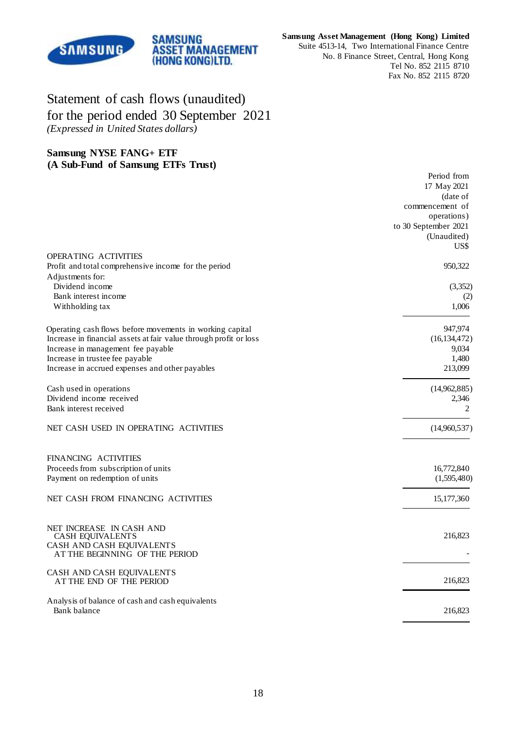**Samsung Asset Management (Hong Kong) Limited**
Suite 4513-14, Two International Finance Centre
No. 8 Finance Street, Central, Hong Kong
Tel No. 852 2115 8710
Fax No. 852 2115 8720

# Statement of cash flows (unaudited)
# for the period ended 30 September 2021
*(Expressed in United States dollars)*

**Samsung NYSE FANG+ ETF**
**(A Sub-Fund of Samsung ETFs Trust)**

| | Period from 17 May 2021 (date of commencement of operations) to 30 September 2021 (Unaudited) US$ |
|---|---|
| OPERATING ACTIVITIES | |
| Profit and total comprehensive income for the period | 950,322 |
| Adjustments for: | |
| Dividend income | (3,352) |
| Bank interest income | (2) |
| Withholding tax | 1,006 |
| Operating cash flows before movements in working capital | 947,974 |
| Increase in financial assets at fair value through profit or loss | (16,134,472) |
| Increase in management fee payable | 9,034 |
| Increase in trustee fee payable | 1,480 |
| Increase in accrued expenses and other payables | 213,099 |
| Cash used in operations | (14,962,885) |
| Dividend income received | 2,346 |
| Bank interest received | 2 |
| NET CASH USED IN OPERATING ACTIVITIES | (14,960,537) |
| FINANCING ACTIVITIES | |
| Proceeds from subscription of units | 16,772,840 |
| Payment on redemption of units | (1,595,480) |
| NET CASH FROM FINANCING ACTIVITIES | 15,177,360 |
| NET INCREASE IN CASH AND CASH EQUIVALENTS | 216,823 |
| CASH AND CASH EQUIVALENTS AT THE BEGINNING OF THE PERIOD | - |
| CASH AND CASH EQUIVALENTS AT THE END OF THE PERIOD | 216,823 |
| Analysis of balance of cash and cash equivalents | |
| Bank balance | 216,823 |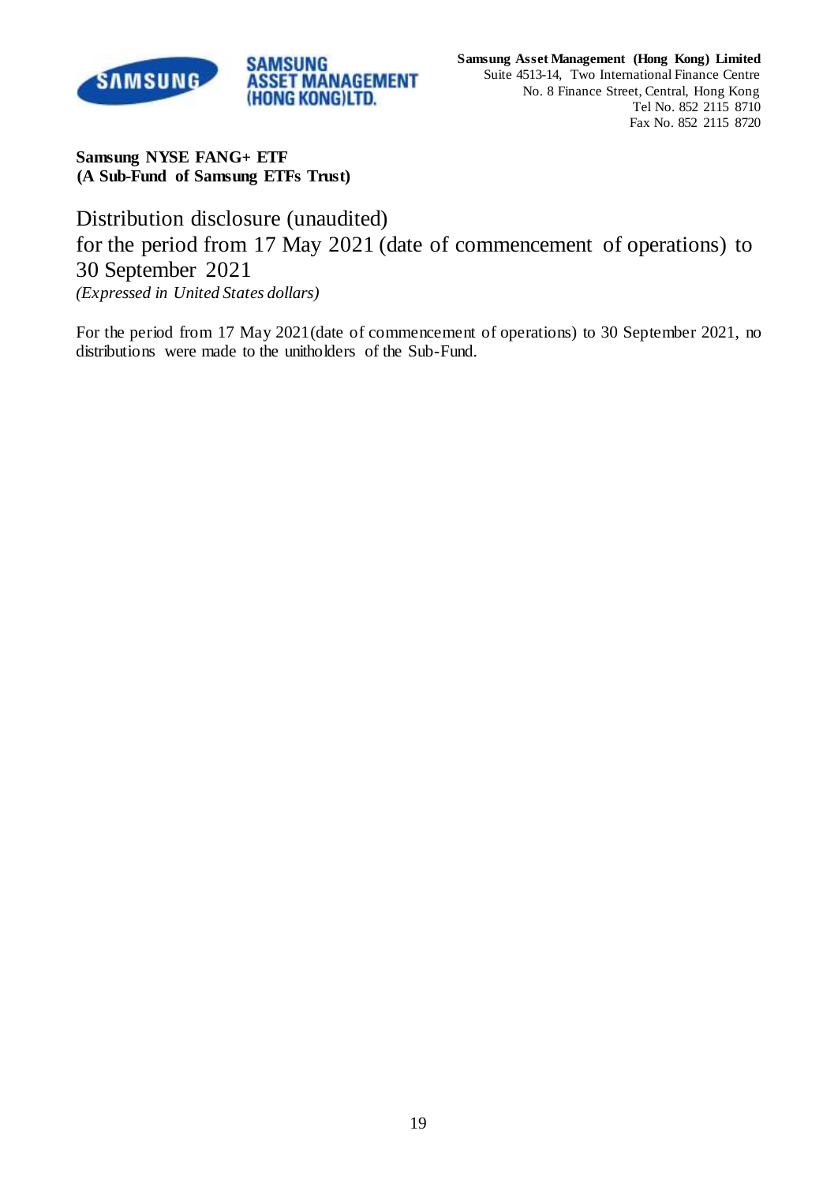**Samsung Asset Management (Hong Kong) Limited**
Suite 4513-14, Two International Finance Centre
No. 8 Finance Street, Central, Hong Kong
Tel No. 852 2115 8710
Fax No. 852 2115 8720

**Samsung NYSE FANG+ ETF**
**(A Sub-Fund of Samsung ETFs Trust)**

# Distribution disclosure (unaudited)
# for the period from 17 May 2021 (date of commencement of operations) to 30 September 2021

*(Expressed in United States dollars)*

For the period from 17 May 2021(date of commencement of operations) to 30 September 2021, no distributions were made to the unitholders of the Sub-Fund.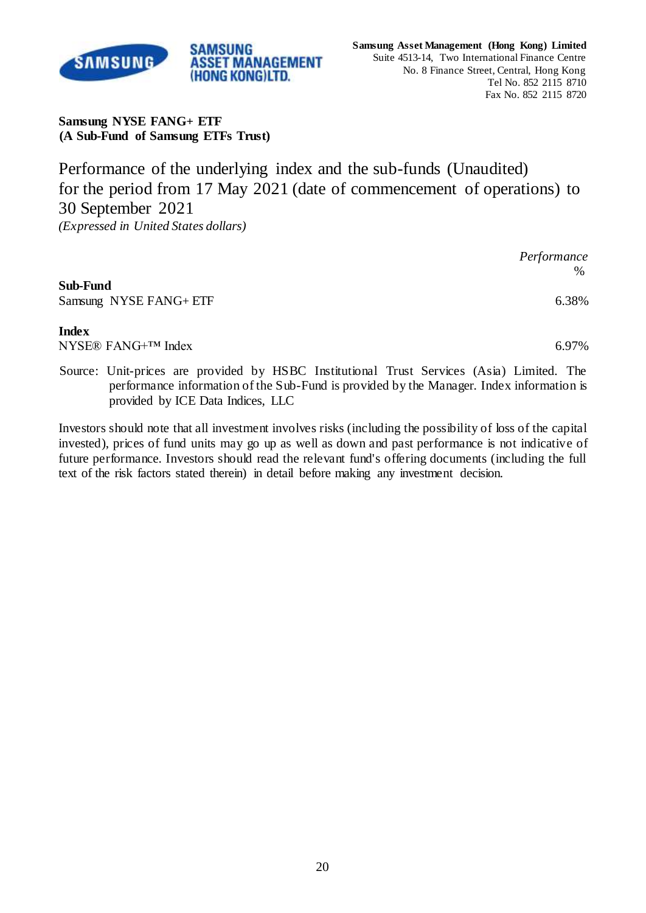**Samsung Asset Management (Hong Kong) Limited**
Suite 4513-14, Two International Finance Centre
No. 8 Finance Street, Central, Hong Kong
Tel No. 852 2115 8710
Fax No. 852 2115 8720

**Samsung NYSE FANG+ ETF**
**(A Sub-Fund of Samsung ETFs Trust)**

# Performance of the underlying index and the sub-funds (Unaudited) for the period from 17 May 2021 (date of commencement of operations) to 30 September 2021

*(Expressed in United States dollars)*

| | *Performance* % |
|---|---|
| **Sub-Fund** | |
| Samsung NYSE FANG+ ETF | 6.38% |
| **Index** | |
| NYSE® FANG+™ Index | 6.97% |

Source: Unit-prices are provided by HSBC Institutional Trust Services (Asia) Limited. The performance information of the Sub-Fund is provided by the Manager. Index information is provided by ICE Data Indices, LLC

Investors should note that all investment involves risks (including the possibility of loss of the capital invested), prices of fund units may go up as well as down and past performance is not indicative of future performance. Investors should read the relevant fund's offering documents (including the full text of the risk factors stated therein) in detail before making any investment decision.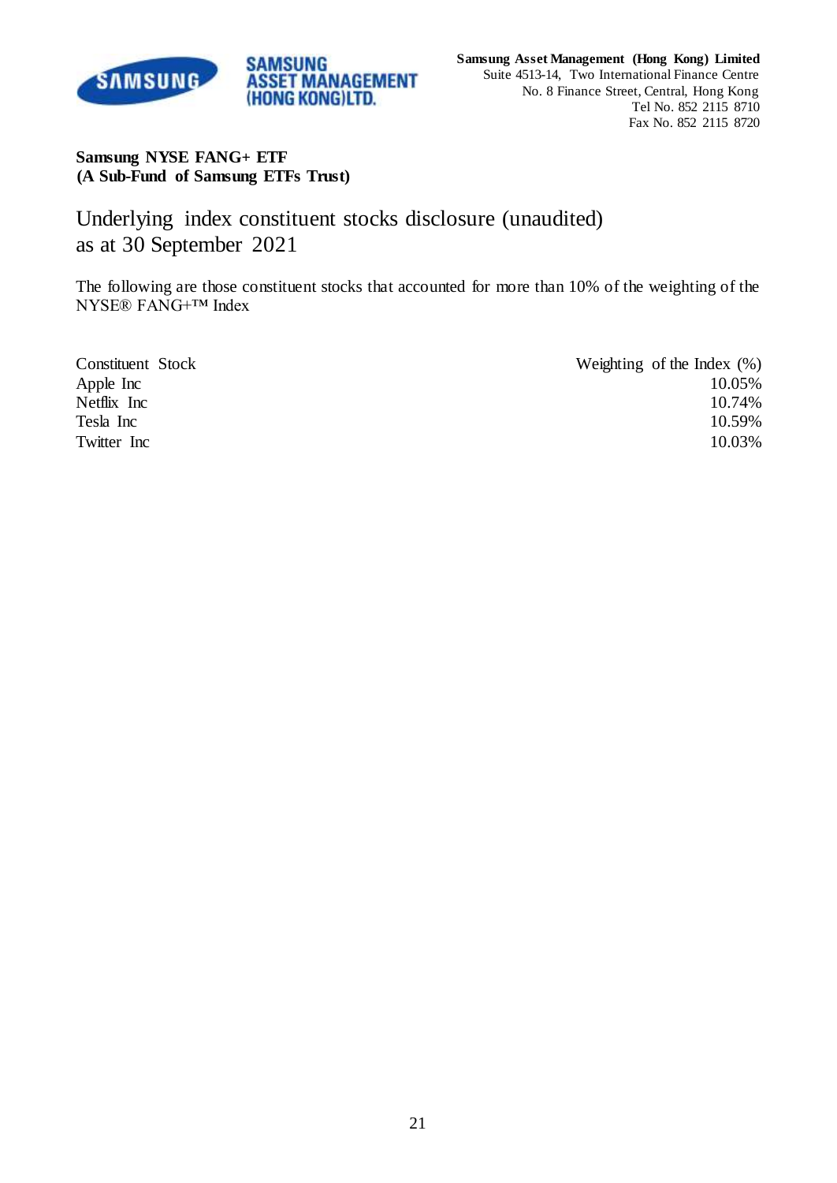**Samsung Asset Management (Hong Kong) Limited**
Suite 4513-14, Two International Finance Centre
No. 8 Finance Street, Central, Hong Kong
Tel No. 852 2115 8710
Fax No. 852 2115 8720

**Samsung NYSE FANG+ ETF**
**(A Sub-Fund of Samsung ETFs Trust)**

# Underlying index constituent stocks disclosure (unaudited) as at 30 September 2021

The following are those constituent stocks that accounted for more than 10% of the weighting of the NYSE® FANG+™ Index

| Constituent Stock | Weighting of the Index (%) |
|---|---|
| Apple Inc | 10.05% |
| Netflix Inc | 10.74% |
| Tesla Inc | 10.59% |
| Twitter Inc | 10.03% |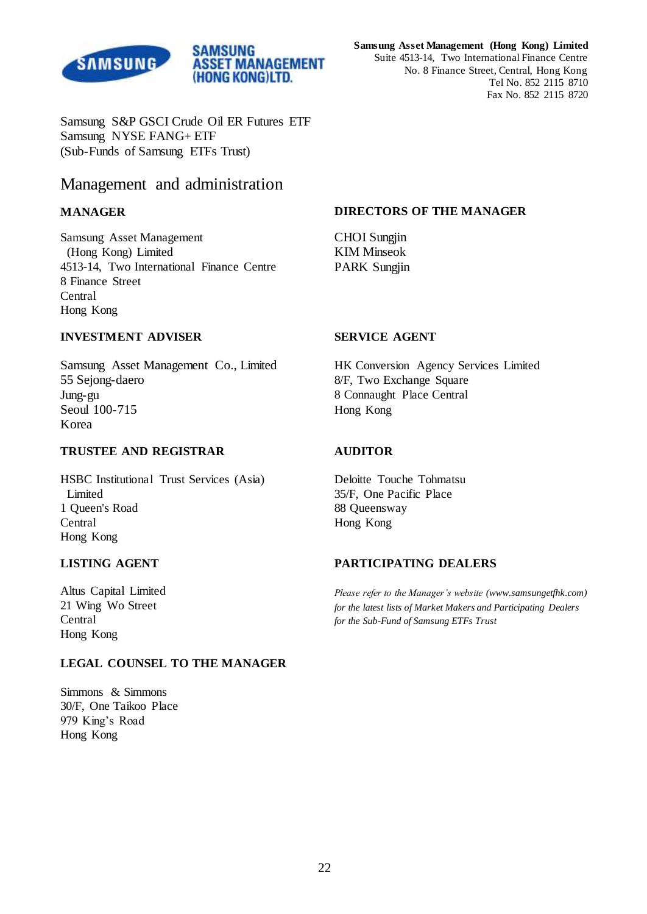**Samsung Asset Management (Hong Kong) Limited**
Suite 4513-14, Two International Finance Centre
No. 8 Finance Street, Central, Hong Kong
Tel No. 852 2115 8710
Fax No. 852 2115 8720

Samsung S&P GSCI Crude Oil ER Futures ETF
Samsung NYSE FANG+ ETF
(Sub-Funds of Samsung ETFs Trust)

## Management and administration

### MANAGER

Samsung Asset Management
(Hong Kong) Limited
4513-14, Two International Finance Centre
8 Finance Street
Central
Hong Kong

### DIRECTORS OF THE MANAGER

CHOI Sungjin
KIM Minseok
PARK Sungjin

### INVESTMENT ADVISER

Samsung Asset Management Co., Limited
55 Sejong-daero
Jung-gu
Seoul 100-715
Korea

### SERVICE AGENT

HK Conversion Agency Services Limited
8/F, Two Exchange Square
8 Connaught Place Central
Hong Kong

### TRUSTEE AND REGISTRAR

HSBC Institutional Trust Services (Asia)
Limited
1 Queen's Road
Central
Hong Kong

### AUDITOR

Deloitte Touche Tohmatsu
35/F, One Pacific Place
88 Queensway
Hong Kong

### LISTING AGENT

Altus Capital Limited
21 Wing Wo Street
Central
Hong Kong

### PARTICIPATING DEALERS

*Please refer to the Manager's website (www.samsungetfhk.com) for the latest lists of Market Makers and Participating Dealers for the Sub-Fund of Samsung ETFs Trust*

### LEGAL COUNSEL TO THE MANAGER

Simmons & Simmons
30/F, One Taikoo Place
979 King's Road
Hong Kong